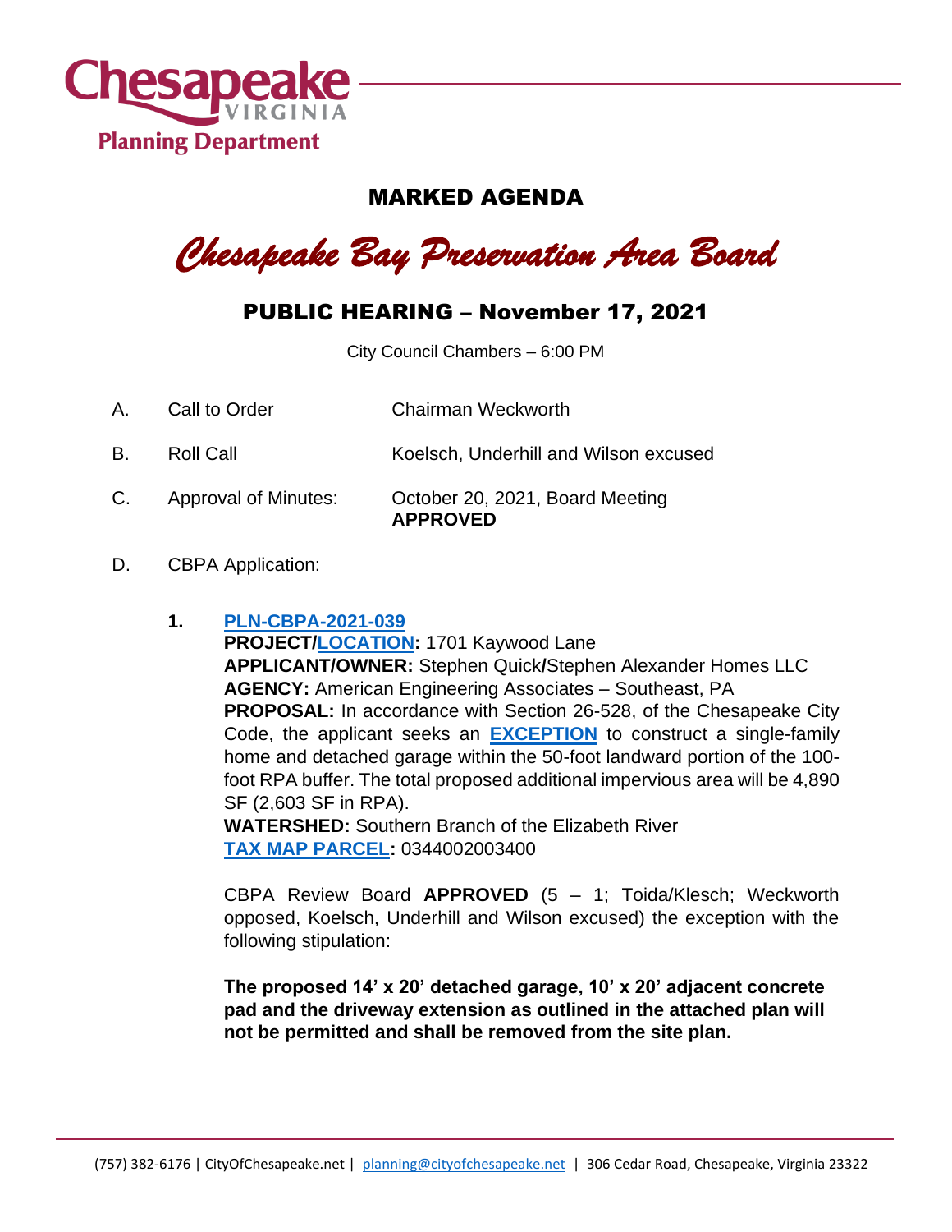# MARKED AGENDA

## *Chesapeake Bay Preservation Area Board*

## PUBLIC HEARING – November 17, 2021

City Council Chambers – 6:00 PM

A. Call to Order — Chairman Weckworth

B. Roll Call — Koelsch, Underhill and Wilson excused

C. Approval of Minutes: — October 20, 2021, Board Meeting **APPROVED**

D. CBPA Application:

**1. PLN-CBPA-2021-039**

**PROJECT/LOCATION:** 1701 Kaywood Lane
**APPLICANT/OWNER:** Stephen Quick**/**Stephen Alexander Homes LLC
**AGENCY:** American Engineering Associates – Southeast, PA
**PROPOSAL:** In accordance with Section 26-528, of the Chesapeake City Code, the applicant seeks an **EXCEPTION** to construct a single-family home and detached garage within the 50-foot landward portion of the 100-foot RPA buffer. The total proposed additional impervious area will be 4,890 SF (2,603 SF in RPA).
**WATERSHED:** Southern Branch of the Elizabeth River
**TAX MAP PARCEL:** 0344002003400

CBPA Review Board **APPROVED** (5 – 1; Toida/Klesch; Weckworth opposed, Koelsch, Underhill and Wilson excused) the exception with the following stipulation:

**The proposed 14' x 20' detached garage, 10' x 20' adjacent concrete pad and the driveway extension as outlined in the attached plan will not be permitted and shall be removed from the site plan.**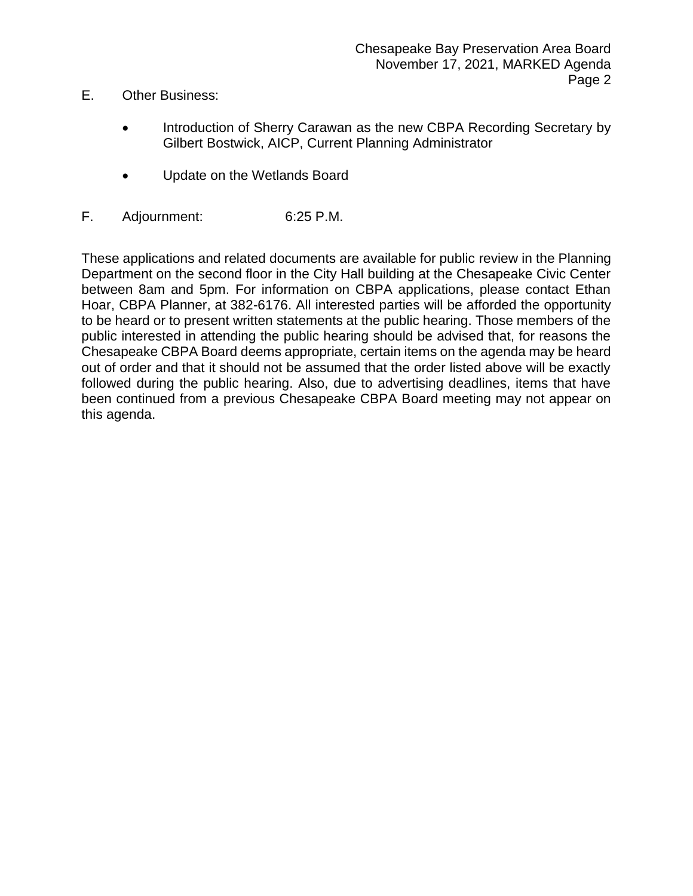E. Other Business:

- Introduction of Sherry Carawan as the new CBPA Recording Secretary by Gilbert Bostwick, AICP, Current Planning Administrator

- Update on the Wetlands Board

F. Adjournment: 6:25 P.M.

These applications and related documents are available for public review in the Planning Department on the second floor in the City Hall building at the Chesapeake Civic Center between 8am and 5pm. For information on CBPA applications, please contact Ethan Hoar, CBPA Planner, at 382-6176. All interested parties will be afforded the opportunity to be heard or to present written statements at the public hearing. Those members of the public interested in attending the public hearing should be advised that, for reasons the Chesapeake CBPA Board deems appropriate, certain items on the agenda may be heard out of order and that it should not be assumed that the order listed above will be exactly followed during the public hearing. Also, due to advertising deadlines, items that have been continued from a previous Chesapeake CBPA Board meeting may not appear on this agenda.